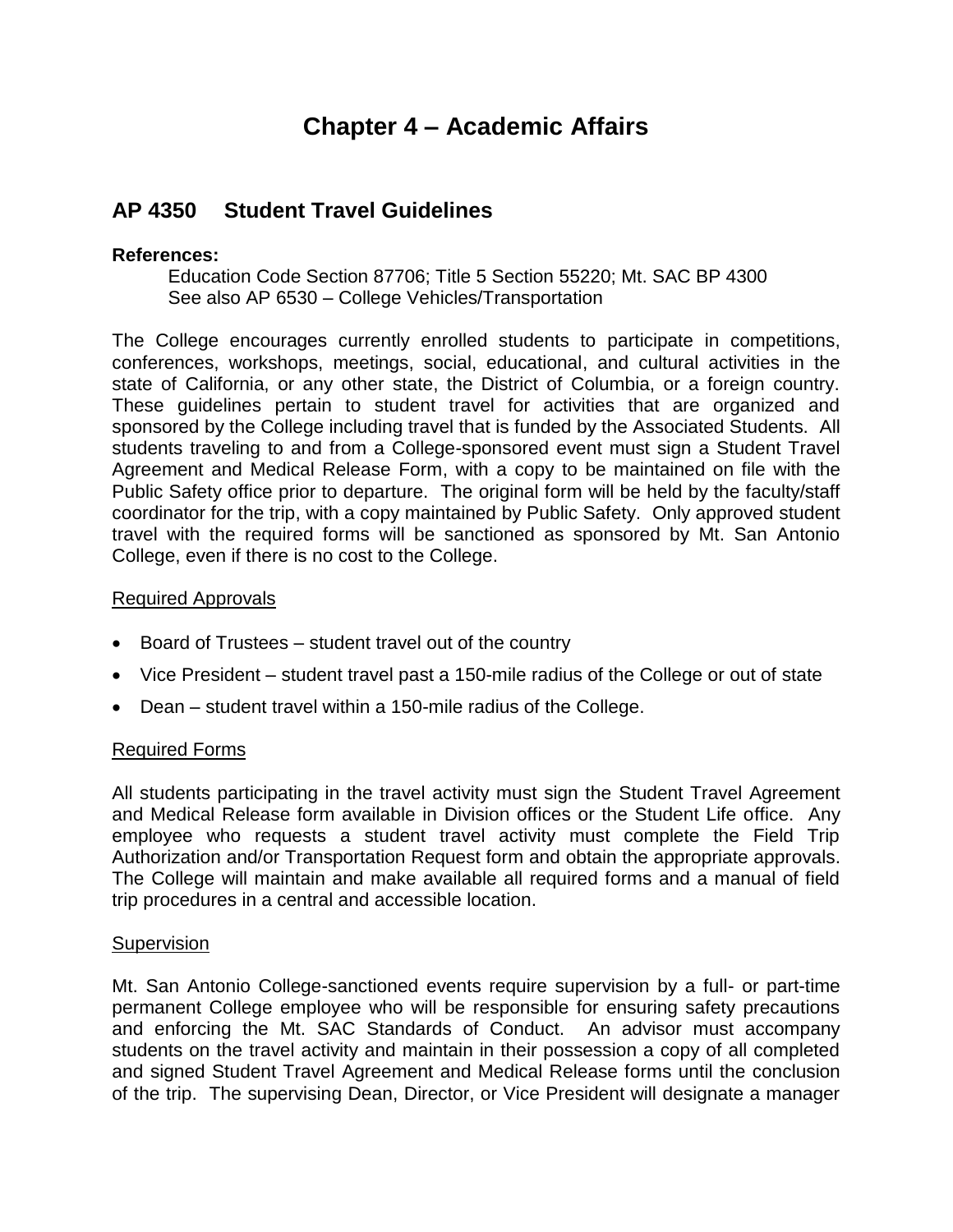# Chapter 4 – Academic Affairs

## AP 4350 Student Travel Guidelines

**References:**

Education Code Section 87706; Title 5 Section 55220; Mt. SAC BP 4300
See also AP 6530 – College Vehicles/Transportation

The College encourages currently enrolled students to participate in competitions, conferences, workshops, meetings, social, educational, and cultural activities in the state of California, or any other state, the District of Columbia, or a foreign country. These guidelines pertain to student travel for activities that are organized and sponsored by the College including travel that is funded by the Associated Students. All students traveling to and from a College-sponsored event must sign a Student Travel Agreement and Medical Release Form, with a copy to be maintained on file with the Public Safety office prior to departure. The original form will be held by the faculty/staff coordinator for the trip, with a copy maintained by Public Safety. Only approved student travel with the required forms will be sanctioned as sponsored by Mt. San Antonio College, even if there is no cost to the College.

<u>Required Approvals</u>

- Board of Trustees – student travel out of the country
- Vice President – student travel past a 150-mile radius of the College or out of state
- Dean – student travel within a 150-mile radius of the College.

<u>Required Forms</u>

All students participating in the travel activity must sign the Student Travel Agreement and Medical Release form available in Division offices or the Student Life office. Any employee who requests a student travel activity must complete the Field Trip Authorization and/or Transportation Request form and obtain the appropriate approvals. The College will maintain and make available all required forms and a manual of field trip procedures in a central and accessible location.

<u>Supervision</u>

Mt. San Antonio College-sanctioned events require supervision by a full- or part-time permanent College employee who will be responsible for ensuring safety precautions and enforcing the Mt. SAC Standards of Conduct. An advisor must accompany students on the travel activity and maintain in their possession a copy of all completed and signed Student Travel Agreement and Medical Release forms until the conclusion of the trip. The supervising Dean, Director, or Vice President will designate a manager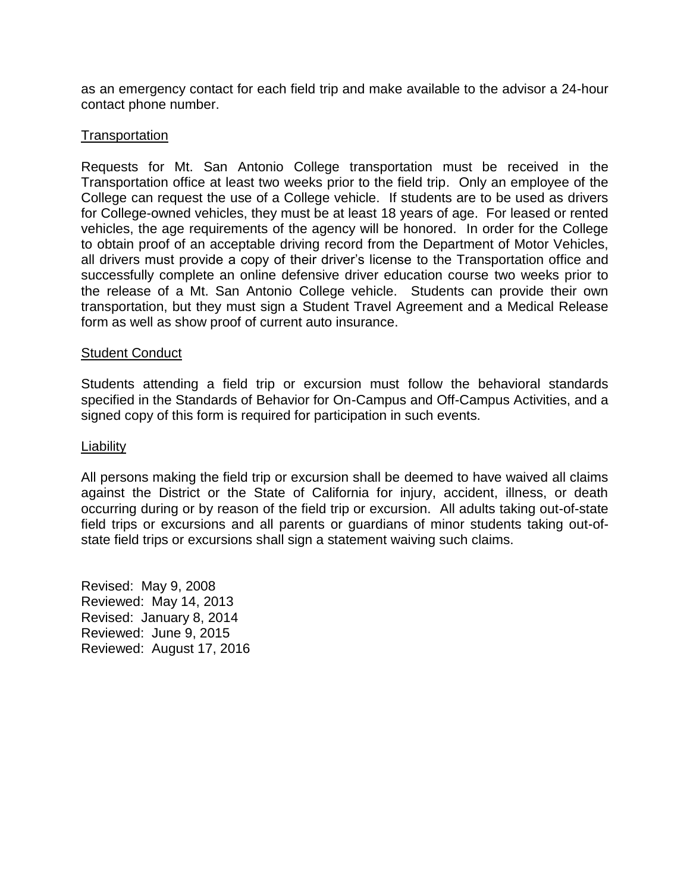as an emergency contact for each field trip and make available to the advisor a 24-hour contact phone number.

## Transportation

Requests for Mt. San Antonio College transportation must be received in the Transportation office at least two weeks prior to the field trip. Only an employee of the College can request the use of a College vehicle. If students are to be used as drivers for College-owned vehicles, they must be at least 18 years of age. For leased or rented vehicles, the age requirements of the agency will be honored. In order for the College to obtain proof of an acceptable driving record from the Department of Motor Vehicles, all drivers must provide a copy of their driver's license to the Transportation office and successfully complete an online defensive driver education course two weeks prior to the release of a Mt. San Antonio College vehicle. Students can provide their own transportation, but they must sign a Student Travel Agreement and a Medical Release form as well as show proof of current auto insurance.

## Student Conduct

Students attending a field trip or excursion must follow the behavioral standards specified in the Standards of Behavior for On-Campus and Off-Campus Activities, and a signed copy of this form is required for participation in such events.

## Liability

All persons making the field trip or excursion shall be deemed to have waived all claims against the District or the State of California for injury, accident, illness, or death occurring during or by reason of the field trip or excursion. All adults taking out-of-state field trips or excursions and all parents or guardians of minor students taking out-of-state field trips or excursions shall sign a statement waiving such claims.

Revised: May 9, 2008
Reviewed: May 14, 2013
Revised: January 8, 2014
Reviewed: June 9, 2015
Reviewed: August 17, 2016